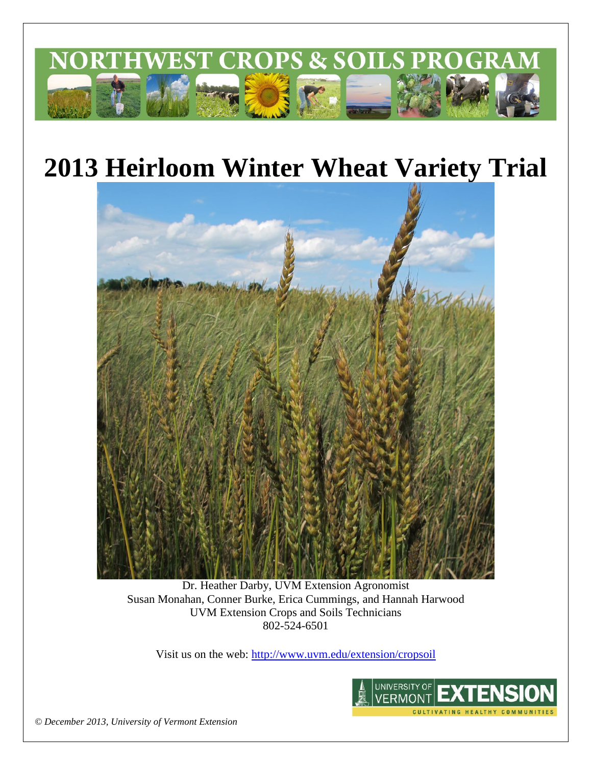NORTHWEST CROPS & SOILS PROGRAM

# 2013 Heirloom Winter Wheat Variety Trial

Dr. Heather Darby, UVM Extension Agronomist
Susan Monahan, Conner Burke, Erica Cummings, and Hannah Harwood
UVM Extension Crops and Soils Technicians
802-524-6501

Visit us on the web: http://www.uvm.edu/extension/cropsoil

UNIVERSITY OF VERMONT EXTENSION
CULTIVATING HEALTHY COMMUNITIES

*© December 2013, University of Vermont Extension*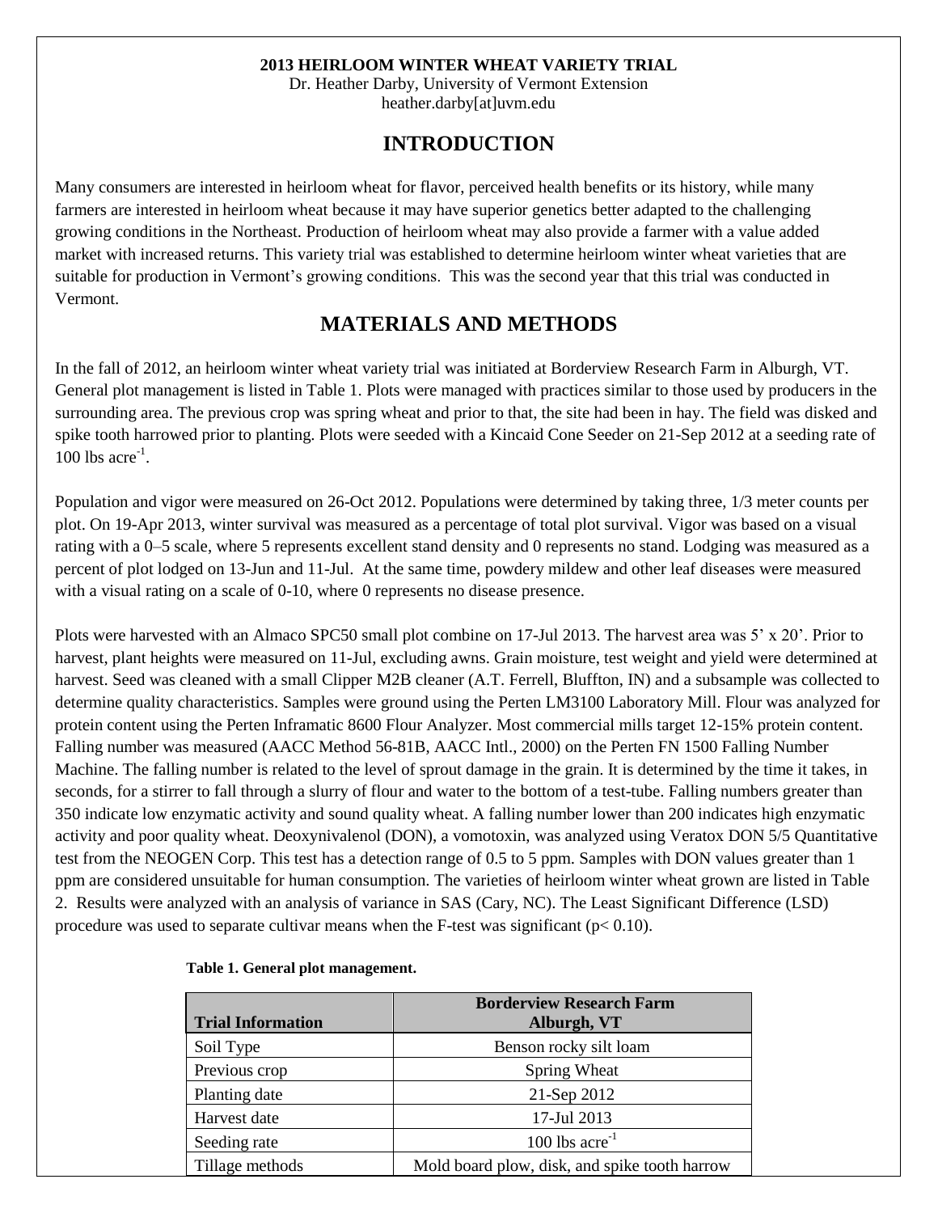**2013 HEIRLOOM WINTER WHEAT VARIETY TRIAL**

Dr. Heather Darby, University of Vermont Extension
heather.darby[at]uvm.edu

## INTRODUCTION

Many consumers are interested in heirloom wheat for flavor, perceived health benefits or its history, while many farmers are interested in heirloom wheat because it may have superior genetics better adapted to the challenging growing conditions in the Northeast. Production of heirloom wheat may also provide a farmer with a value added market with increased returns. This variety trial was established to determine heirloom winter wheat varieties that are suitable for production in Vermont's growing conditions. This was the second year that this trial was conducted in Vermont.

## MATERIALS AND METHODS

In the fall of 2012, an heirloom winter wheat variety trial was initiated at Borderview Research Farm in Alburgh, VT. General plot management is listed in Table 1. Plots were managed with practices similar to those used by producers in the surrounding area. The previous crop was spring wheat and prior to that, the site had been in hay. The field was disked and spike tooth harrowed prior to planting. Plots were seeded with a Kincaid Cone Seeder on 21-Sep 2012 at a seeding rate of 100 lbs acre$^{-1}$.

Population and vigor were measured on 26-Oct 2012. Populations were determined by taking three, 1/3 meter counts per plot. On 19-Apr 2013, winter survival was measured as a percentage of total plot survival. Vigor was based on a visual rating with a 0–5 scale, where 5 represents excellent stand density and 0 represents no stand. Lodging was measured as a percent of plot lodged on 13-Jun and 11-Jul. At the same time, powdery mildew and other leaf diseases were measured with a visual rating on a scale of 0-10, where 0 represents no disease presence.

Plots were harvested with an Almaco SPC50 small plot combine on 17-Jul 2013. The harvest area was 5' x 20'. Prior to harvest, plant heights were measured on 11-Jul, excluding awns. Grain moisture, test weight and yield were determined at harvest. Seed was cleaned with a small Clipper M2B cleaner (A.T. Ferrell, Bluffton, IN) and a subsample was collected to determine quality characteristics. Samples were ground using the Perten LM3100 Laboratory Mill. Flour was analyzed for protein content using the Perten Inframatic 8600 Flour Analyzer. Most commercial mills target 12-15% protein content. Falling number was measured (AACC Method 56-81B, AACC Intl., 2000) on the Perten FN 1500 Falling Number Machine. The falling number is related to the level of sprout damage in the grain. It is determined by the time it takes, in seconds, for a stirrer to fall through a slurry of flour and water to the bottom of a test-tube. Falling numbers greater than 350 indicate low enzymatic activity and sound quality wheat. A falling number lower than 200 indicates high enzymatic activity and poor quality wheat. Deoxynivalenol (DON), a vomotoxin, was analyzed using Veratox DON 5/5 Quantitative test from the NEOGEN Corp. This test has a detection range of 0.5 to 5 ppm. Samples with DON values greater than 1 ppm are considered unsuitable for human consumption. The varieties of heirloom winter wheat grown are listed in Table 2. Results were analyzed with an analysis of variance in SAS (Cary, NC). The Least Significant Difference (LSD) procedure was used to separate cultivar means when the F-test was significant ($p < 0.10$).

**Table 1. General plot management.**

| Trial Information | Borderview Research Farm Alburgh, VT |
|---|---|
| Soil Type | Benson rocky silt loam |
| Previous crop | Spring Wheat |
| Planting date | 21-Sep 2012 |
| Harvest date | 17-Jul 2013 |
| Seeding rate | 100 lbs acre$^{-1}$ |
| Tillage methods | Mold board plow, disk, and spike tooth harrow |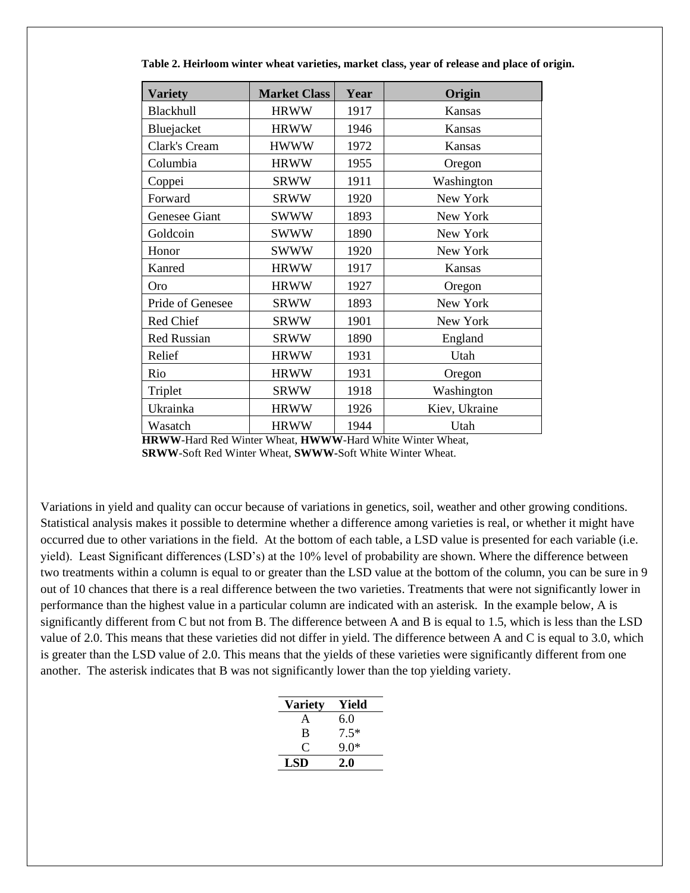**Table 2. Heirloom winter wheat varieties, market class, year of release and place of origin.**

| Variety | Market Class | Year | Origin |
|---|---|---|---|
| Blackhull | HRWW | 1917 | Kansas |
| Bluejacket | HRWW | 1946 | Kansas |
| Clark's Cream | HWWW | 1972 | Kansas |
| Columbia | HRWW | 1955 | Oregon |
| Coppei | SRWW | 1911 | Washington |
| Forward | SRWW | 1920 | New York |
| Genesee Giant | SWWW | 1893 | New York |
| Goldcoin | SWWW | 1890 | New York |
| Honor | SWWW | 1920 | New York |
| Kanred | HRWW | 1917 | Kansas |
| Oro | HRWW | 1927 | Oregon |
| Pride of Genesee | SRWW | 1893 | New York |
| Red Chief | SRWW | 1901 | New York |
| Red Russian | SRWW | 1890 | England |
| Relief | HRWW | 1931 | Utah |
| Rio | HRWW | 1931 | Oregon |
| Triplet | SRWW | 1918 | Washington |
| Ukrainka | HRWW | 1926 | Kiev, Ukraine |
| Wasatch | HRWW | 1944 | Utah |

**HRWW**-Hard Red Winter Wheat, **HWWW**-Hard White Winter Wheat, **SRWW**-Soft Red Winter Wheat, **SWWW**-Soft White Winter Wheat.

Variations in yield and quality can occur because of variations in genetics, soil, weather and other growing conditions. Statistical analysis makes it possible to determine whether a difference among varieties is real, or whether it might have occurred due to other variations in the field. At the bottom of each table, a LSD value is presented for each variable (i.e. yield). Least Significant differences (LSD's) at the 10% level of probability are shown. Where the difference between two treatments within a column is equal to or greater than the LSD value at the bottom of the column, you can be sure in 9 out of 10 chances that there is a real difference between the two varieties. Treatments that were not significantly lower in performance than the highest value in a particular column are indicated with an asterisk. In the example below, A is significantly different from C but not from B. The difference between A and B is equal to 1.5, which is less than the LSD value of 2.0. This means that these varieties did not differ in yield. The difference between A and C is equal to 3.0, which is greater than the LSD value of 2.0. This means that the yields of these varieties were significantly different from one another. The asterisk indicates that B was not significantly lower than the top yielding variety.

| Variety | Yield |
|---|---|
| A | 6.0 |
| B | 7.5* |
| C | 9.0* |
| **LSD** | **2.0** |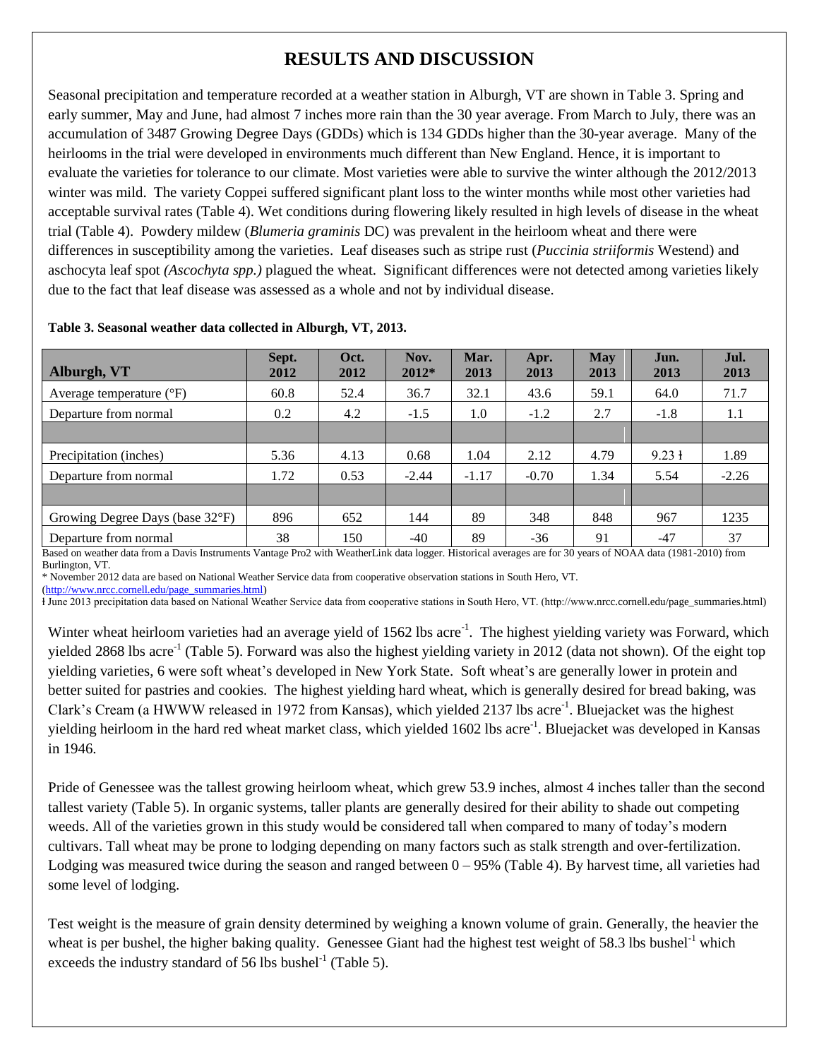# RESULTS AND DISCUSSION

Seasonal precipitation and temperature recorded at a weather station in Alburgh, VT are shown in Table 3. Spring and early summer, May and June, had almost 7 inches more rain than the 30 year average. From March to July, there was an accumulation of 3487 Growing Degree Days (GDDs) which is 134 GDDs higher than the 30-year average. Many of the heirlooms in the trial were developed in environments much different than New England. Hence, it is important to evaluate the varieties for tolerance to our climate. Most varieties were able to survive the winter although the 2012/2013 winter was mild. The variety Coppei suffered significant plant loss to the winter months while most other varieties had acceptable survival rates (Table 4). Wet conditions during flowering likely resulted in high levels of disease in the wheat trial (Table 4). Powdery mildew (*Blumeria graminis* DC) was prevalent in the heirloom wheat and there were differences in susceptibility among the varieties. Leaf diseases such as stripe rust (*Puccinia striiformis* Westend) and aschocyta leaf spot *(Ascochyta spp.)* plagued the wheat. Significant differences were not detected among varieties likely due to the fact that leaf disease was assessed as a whole and not by individual disease.

**Table 3. Seasonal weather data collected in Alburgh, VT, 2013.**

| Alburgh, VT | Sept. 2012 | Oct. 2012 | Nov. 2012* | Mar. 2013 | Apr. 2013 | May 2013 | Jun. 2013 | Jul. 2013 |
|---|---|---|---|---|---|---|---|---|
| Average temperature (°F) | 60.8 | 52.4 | 36.7 | 32.1 | 43.6 | 59.1 | 64.0 | 71.7 |
| Departure from normal | 0.2 | 4.2 | -1.5 | 1.0 | -1.2 | 2.7 | -1.8 | 1.1 |
| | | | | | | | | |
| Precipitation (inches) | 5.36 | 4.13 | 0.68 | 1.04 | 2.12 | 4.79 | 9.23 ł | 1.89 |
| Departure from normal | 1.72 | 0.53 | -2.44 | -1.17 | -0.70 | 1.34 | 5.54 | -2.26 |
| | | | | | | | | |
| Growing Degree Days (base 32°F) | 896 | 652 | 144 | 89 | 348 | 848 | 967 | 1235 |
| Departure from normal | 38 | 150 | -40 | 89 | -36 | 91 | -47 | 37 |

Based on weather data from a Davis Instruments Vantage Pro2 with WeatherLink data logger. Historical averages are for 30 years of NOAA data (1981-2010) from Burlington, VT.

\* November 2012 data are based on National Weather Service data from cooperative observation stations in South Hero, VT. (http://www.nrcc.cornell.edu/page_summaries.html)

ł June 2013 precipitation data based on National Weather Service data from cooperative stations in South Hero, VT. (http://www.nrcc.cornell.edu/page_summaries.html)

Winter wheat heirloom varieties had an average yield of 1562 lbs acre$^{-1}$. The highest yielding variety was Forward, which yielded 2868 lbs acre$^{-1}$ (Table 5). Forward was also the highest yielding variety in 2012 (data not shown). Of the eight top yielding varieties, 6 were soft wheat's developed in New York State. Soft wheat's are generally lower in protein and better suited for pastries and cookies. The highest yielding hard wheat, which is generally desired for bread baking, was Clark's Cream (a HWWW released in 1972 from Kansas), which yielded 2137 lbs acre$^{-1}$. Bluejacket was the highest yielding heirloom in the hard red wheat market class, which yielded 1602 lbs acre$^{-1}$. Bluejacket was developed in Kansas in 1946.

Pride of Genessee was the tallest growing heirloom wheat, which grew 53.9 inches, almost 4 inches taller than the second tallest variety (Table 5). In organic systems, taller plants are generally desired for their ability to shade out competing weeds. All of the varieties grown in this study would be considered tall when compared to many of today's modern cultivars. Tall wheat may be prone to lodging depending on many factors such as stalk strength and over-fertilization. Lodging was measured twice during the season and ranged between 0 – 95% (Table 4). By harvest time, all varieties had some level of lodging.

Test weight is the measure of grain density determined by weighing a known volume of grain. Generally, the heavier the wheat is per bushel, the higher baking quality. Genessee Giant had the highest test weight of 58.3 lbs bushel$^{-1}$ which exceeds the industry standard of 56 lbs bushel$^{-1}$ (Table 5).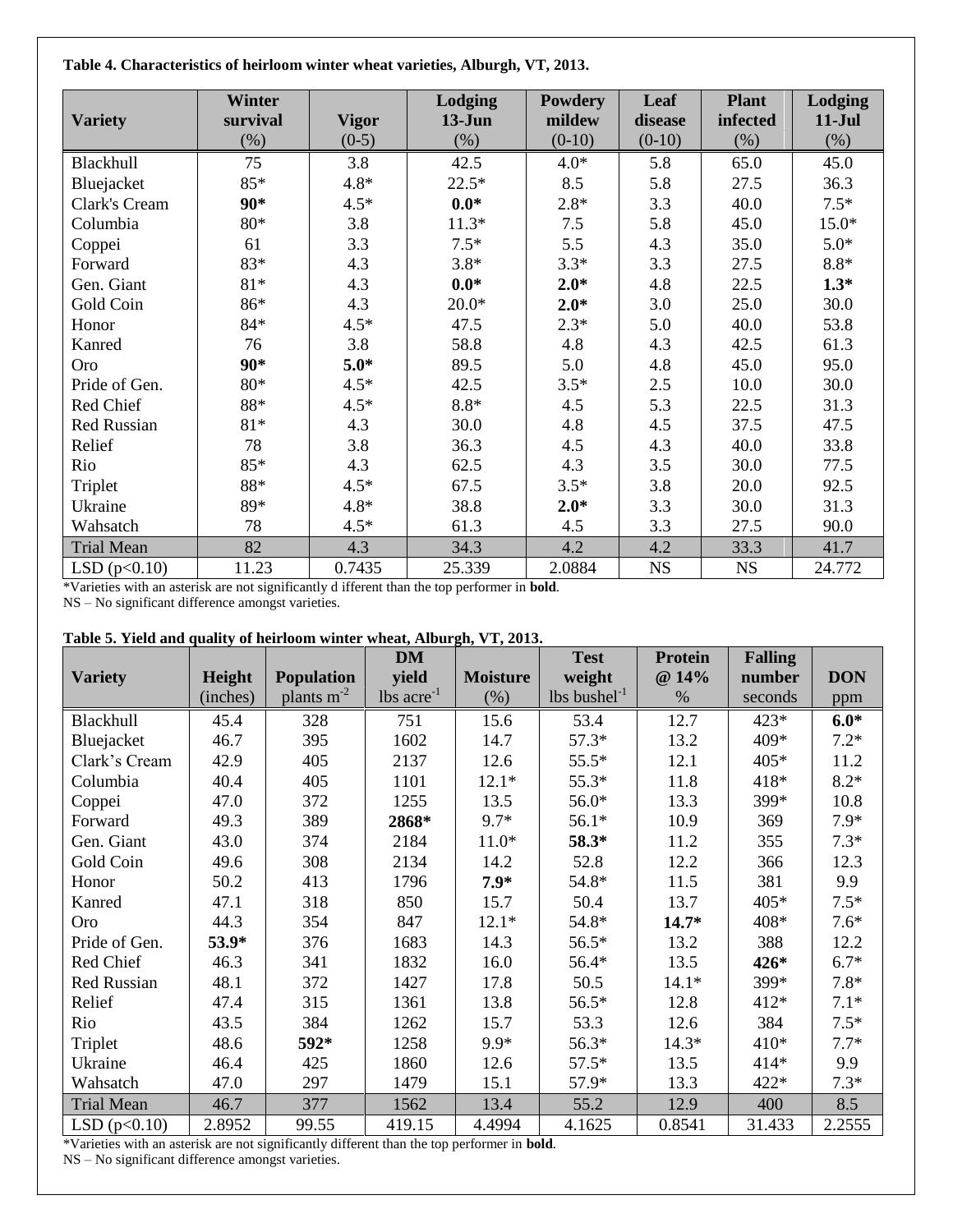**Table 4. Characteristics of heirloom winter wheat varieties, Alburgh, VT, 2013.**

| Variety | Winter survival (%) | Vigor (0-5) | Lodging 13-Jun (%) | Powdery mildew (0-10) | Leaf disease (0-10) | Plant infected (%) | Lodging 11-Jul (%) |
|---|---|---|---|---|---|---|---|
| Blackhull | 75 | 3.8 | 42.5 | 4.0* | 5.8 | 65.0 | 45.0 |
| Bluejacket | 85* | 4.8* | 22.5* | 8.5 | 5.8 | 27.5 | 36.3 |
| Clark's Cream | **90*** | 4.5* | **0.0*** | 2.8* | 3.3 | 40.0 | 7.5* |
| Columbia | 80* | 3.8 | 11.3* | 7.5 | 5.8 | 45.0 | 15.0* |
| Coppei | 61 | 3.3 | 7.5* | 5.5 | 4.3 | 35.0 | 5.0* |
| Forward | 83* | 4.3 | 3.8* | 3.3* | 3.3 | 27.5 | 8.8* |
| Gen. Giant | 81* | 4.3 | **0.0*** | **2.0*** | 4.8 | 22.5 | **1.3*** |
| Gold Coin | 86* | 4.3 | 20.0* | **2.0*** | 3.0 | 25.0 | 30.0 |
| Honor | 84* | 4.5* | 47.5 | 2.3* | 5.0 | 40.0 | 53.8 |
| Kanred | 76 | 3.8 | 58.8 | 4.8 | 4.3 | 42.5 | 61.3 |
| Oro | **90*** | **5.0*** | 89.5 | 5.0 | 4.8 | 45.0 | 95.0 |
| Pride of Gen. | 80* | 4.5* | 42.5 | 3.5* | 2.5 | 10.0 | 30.0 |
| Red Chief | 88* | 4.5* | 8.8* | 4.5 | 5.3 | 22.5 | 31.3 |
| Red Russian | 81* | 4.3 | 30.0 | 4.8 | 4.5 | 37.5 | 47.5 |
| Relief | 78 | 3.8 | 36.3 | 4.5 | 4.3 | 40.0 | 33.8 |
| Rio | 85* | 4.3 | 62.5 | 4.3 | 3.5 | 30.0 | 77.5 |
| Triplet | 88* | 4.5* | 67.5 | 3.5* | 3.8 | 20.0 | 92.5 |
| Ukraine | 89* | 4.8* | 38.8 | **2.0*** | 3.3 | 30.0 | 31.3 |
| Wahsatch | 78 | 4.5* | 61.3 | 4.5 | 3.3 | 27.5 | 90.0 |
| Trial Mean | 82 | 4.3 | 34.3 | 4.2 | 4.2 | 33.3 | 41.7 |
| LSD ($p<0.10$) | 11.23 | 0.7435 | 25.339 | 2.0884 | NS | NS | 24.772 |

*Varieties with an asterisk are not significantly d ifferent than the top performer in **bold**.
NS – No significant difference amongst varieties.

**Table 5. Yield and quality of heirloom winter wheat, Alburgh, VT, 2013.**

| Variety | Height (inches) | Population plants $m^{-2}$ | DM yield lbs $acre^{-1}$ | Moisture (%) | Test weight lbs $bushel^{-1}$ | Protein @ 14% % | Falling number seconds | DON ppm |
|---|---|---|---|---|---|---|---|---|
| Blackhull | 45.4 | 328 | 751 | 15.6 | 53.4 | 12.7 | 423* | **6.0*** |
| Bluejacket | 46.7 | 395 | 1602 | 14.7 | 57.3* | 13.2 | 409* | 7.2* |
| Clark's Cream | 42.9 | 405 | 2137 | 12.6 | 55.5* | 12.1 | 405* | 11.2 |
| Columbia | 40.4 | 405 | 1101 | 12.1* | 55.3* | 11.8 | 418* | 8.2* |
| Coppei | 47.0 | 372 | 1255 | 13.5 | 56.0* | 13.3 | 399* | 10.8 |
| Forward | 49.3 | 389 | **2868*** | 9.7* | 56.1* | 10.9 | 369 | 7.9* |
| Gen. Giant | 43.0 | 374 | 2184 | 11.0* | **58.3*** | 11.2 | 355 | 7.3* |
| Gold Coin | 49.6 | 308 | 2134 | 14.2 | 52.8 | 12.2 | 366 | 12.3 |
| Honor | 50.2 | 413 | 1796 | **7.9*** | 54.8* | 11.5 | 381 | 9.9 |
| Kanred | 47.1 | 318 | 850 | 15.7 | 50.4 | 13.7 | 405* | 7.5* |
| Oro | 44.3 | 354 | 847 | 12.1* | 54.8* | **14.7*** | 408* | 7.6* |
| Pride of Gen. | **53.9*** | 376 | 1683 | 14.3 | 56.5* | 13.2 | 388 | 12.2 |
| Red Chief | 46.3 | 341 | 1832 | 16.0 | 56.4* | 13.5 | **426*** | 6.7* |
| Red Russian | 48.1 | 372 | 1427 | 17.8 | 50.5 | 14.1* | 399* | 7.8* |
| Relief | 47.4 | 315 | 1361 | 13.8 | 56.5* | 12.8 | 412* | 7.1* |
| Rio | 43.5 | 384 | 1262 | 15.7 | 53.3 | 12.6 | 384 | 7.5* |
| Triplet | 48.6 | **592*** | 1258 | 9.9* | 56.3* | 14.3* | 410* | 7.7* |
| Ukraine | 46.4 | 425 | 1860 | 12.6 | 57.5* | 13.5 | 414* | 9.9 |
| Wahsatch | 47.0 | 297 | 1479 | 15.1 | 57.9* | 13.3 | 422* | 7.3* |
| Trial Mean | 46.7 | 377 | 1562 | 13.4 | 55.2 | 12.9 | 400 | 8.5 |
| LSD ($p<0.10$) | 2.8952 | 99.55 | 419.15 | 4.4994 | 4.1625 | 0.8541 | 31.433 | 2.2555 |

*Varieties with an asterisk are not significantly different than the top performer in **bold**.
NS – No significant difference amongst varieties.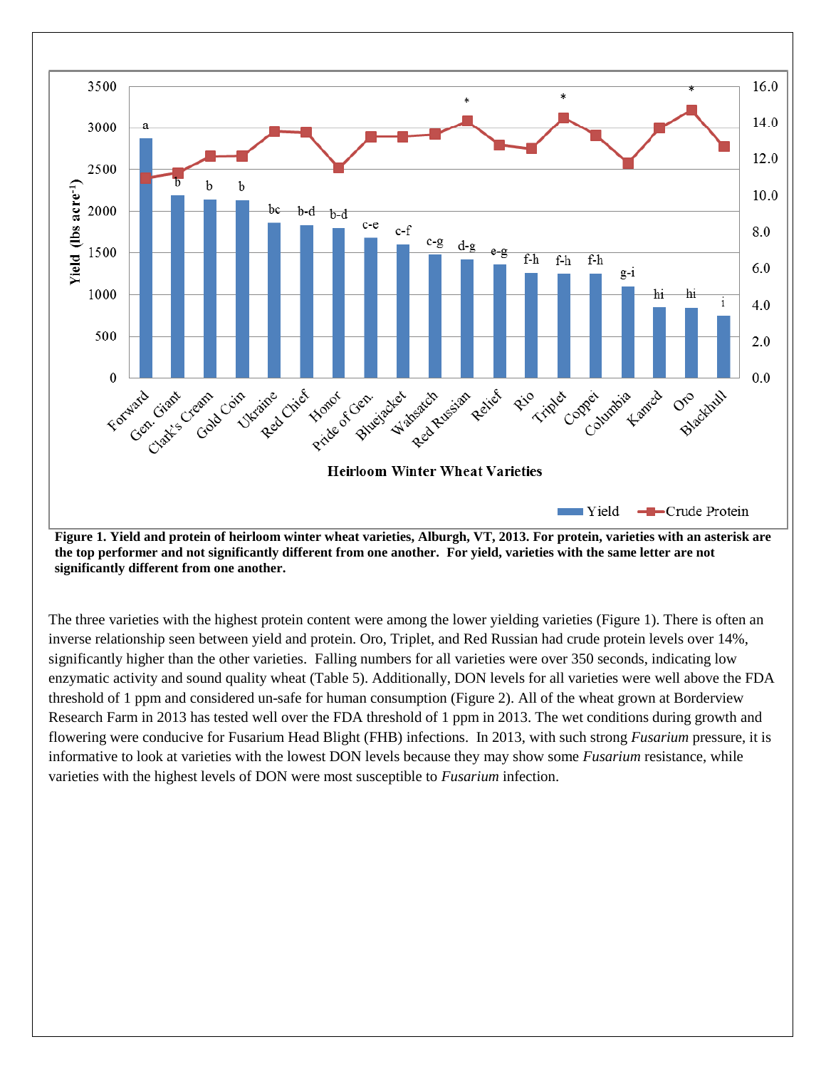**Figure 1. Yield and protein of heirloom winter wheat varieties, Alburgh, VT, 2013. For protein, varieties with an asterisk are the top performer and not significantly different from one another. For yield, varieties with the same letter are not significantly different from one another.**

The three varieties with the highest protein content were among the lower yielding varieties (Figure 1). There is often an inverse relationship seen between yield and protein. Oro, Triplet, and Red Russian had crude protein levels over 14%, significantly higher than the other varieties. Falling numbers for all varieties were over 350 seconds, indicating low enzymatic activity and sound quality wheat (Table 5). Additionally, DON levels for all varieties were well above the FDA threshold of 1 ppm and considered un-safe for human consumption (Figure 2). All of the wheat grown at Borderview Research Farm in 2013 has tested well over the FDA threshold of 1 ppm in 2013. The wet conditions during growth and flowering were conducive for Fusarium Head Blight (FHB) infections. In 2013, with such strong *Fusarium* pressure, it is informative to look at varieties with the lowest DON levels because they may show some *Fusarium* resistance, while varieties with the highest levels of DON were most susceptible to *Fusarium* infection.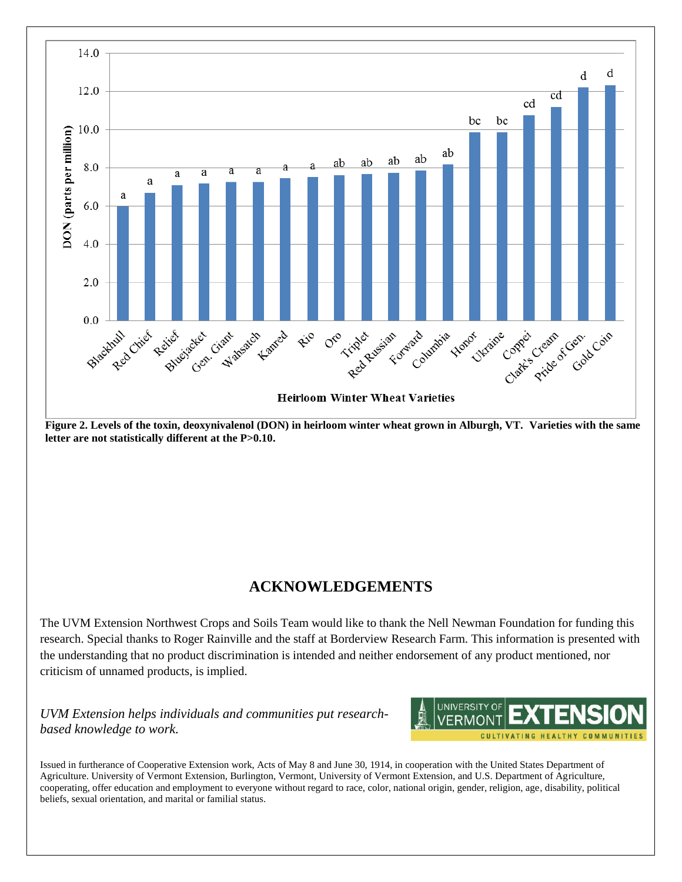14.0
12.0
10.0
8.0
6.0
4.0
2.0
0.0

DON (parts per million)

a a a a a a a a ab ab ab ab ab bc bc cd cd d d

Blackhull, Red Chief, Relief, Bluejacket, Gen. Giant, Wahsatch, Kanred, Rio, Oro, Triplet, Red Russian, Forward, Columbia, Honor, Ukraine, Coppei, Clark's Cream, Pride of Gen., Gold Coin

Heirloom Winter Wheat Varieties

**Figure 2. Levels of the toxin, deoxynivalenol (DON) in heirloom winter wheat grown in Alburgh, VT. Varieties with the same letter are not statistically different at the P>0.10.**

## ACKNOWLEDGEMENTS

The UVM Extension Northwest Crops and Soils Team would like to thank the Nell Newman Foundation for funding this research. Special thanks to Roger Rainville and the staff at Borderview Research Farm. This information is presented with the understanding that no product discrimination is intended and neither endorsement of any product mentioned, nor criticism of unnamed products, is implied.

*UVM Extension helps individuals and communities put research-based knowledge to work.*

UNIVERSITY OF VERMONT EXTENSION
CULTIVATING HEALTHY COMMUNITIES

Issued in furtherance of Cooperative Extension work, Acts of May 8 and June 30, 1914, in cooperation with the United States Department of Agriculture. University of Vermont Extension, Burlington, Vermont, University of Vermont Extension, and U.S. Department of Agriculture, cooperating, offer education and employment to everyone without regard to race, color, national origin, gender, religion, age, disability, political beliefs, sexual orientation, and marital or familial status.